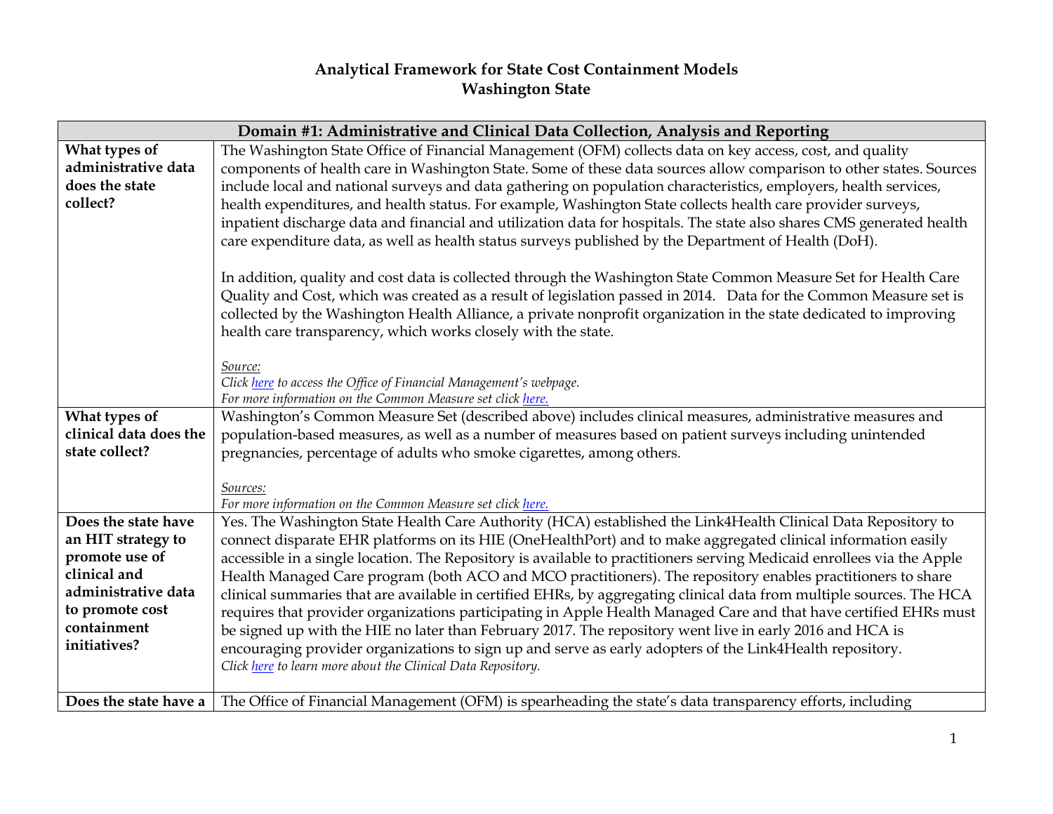# Analytical Framework for State Cost Containment Models
## Washington State

| Domain #1: Administrative and Clinical Data Collection, Analysis and Reporting | |
|---|---|
| **What types of administrative data does the state collect?** | The Washington State Office of Financial Management (OFM) collects data on key access, cost, and quality components of health care in Washington State. Some of these data sources allow comparison to other states. Sources include local and national surveys and data gathering on population characteristics, employers, health services, health expenditures, and health status. For example, Washington State collects health care provider surveys, inpatient discharge data and financial and utilization data for hospitals. The state also shares CMS generated health care expenditure data, as well as health status surveys published by the Department of Health (DoH).<br><br>In addition, quality and cost data is collected through the Washington State Common Measure Set for Health Care Quality and Cost, which was created as a result of legislation passed in 2014. Data for the Common Measure set is collected by the Washington Health Alliance, a private nonprofit organization in the state dedicated to improving health care transparency, which works closely with the state.<br><br>*Source:*<br>*Click here to access the Office of Financial Management's webpage.*<br>*For more information on the Common Measure set click here.* |
| **What types of clinical data does the state collect?** | Washington's Common Measure Set (described above) includes clinical measures, administrative measures and population-based measures, as well as a number of measures based on patient surveys including unintended pregnancies, percentage of adults who smoke cigarettes, among others.<br><br>*Sources:*<br>*For more information on the Common Measure set click here.* |
| **Does the state have an HIT strategy to promote use of clinical and administrative data to promote cost containment initiatives?** | Yes. The Washington State Health Care Authority (HCA) established the Link4Health Clinical Data Repository to connect disparate EHR platforms on its HIE (OneHealthPort) and to make aggregated clinical information easily accessible in a single location. The Repository is available to practitioners serving Medicaid enrollees via the Apple Health Managed Care program (both ACO and MCO practitioners). The repository enables practitioners to share clinical summaries that are available in certified EHRs, by aggregating clinical data from multiple sources. The HCA requires that provider organizations participating in Apple Health Managed Care and that have certified EHRs must be signed up with the HIE no later than February 2017. The repository went live in early 2016 and HCA is encouraging provider organizations to sign up and serve as early adopters of the Link4Health repository.<br>*Click here to learn more about the Clinical Data Repository.* |
| **Does the state have a** | The Office of Financial Management (OFM) is spearheading the state's data transparency efforts, including |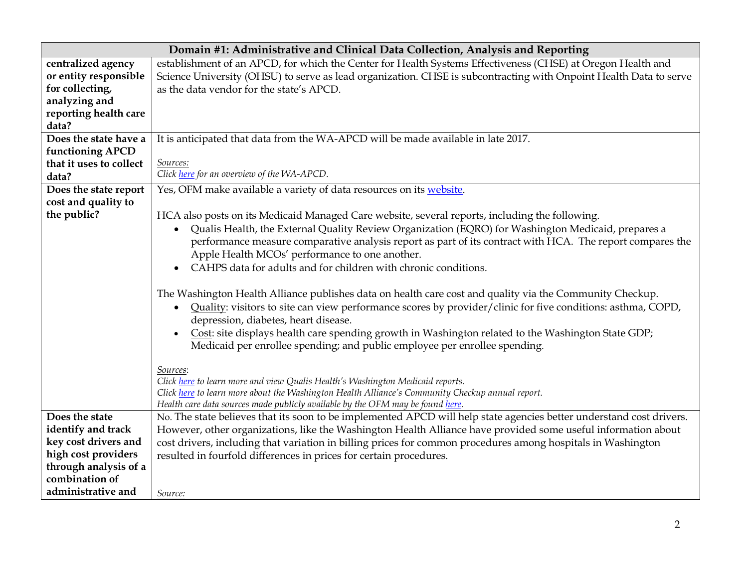| Domain #1: Administrative and Clinical Data Collection, Analysis and Reporting | |
|---|---|
| **centralized agency or entity responsible for collecting, analyzing and reporting health care data?** | establishment of an APCD, for which the Center for Health Systems Effectiveness (CHSE) at Oregon Health and Science University (OHSU) to serve as lead organization. CHSE is subcontracting with Onpoint Health Data to serve as the data vendor for the state's APCD. |
| **Does the state have a functioning APCD that it uses to collect data?** | It is anticipated that data from the WA-APCD will be made available in late 2017.<br><br>*Sources:*<br>*Click here for an overview of the WA-APCD.* |
| **Does the state report cost and quality to the public?** | Yes, OFM make available a variety of data resources on its website.<br><br>HCA also posts on its Medicaid Managed Care website, several reports, including the following.<br>• Qualis Health, the External Quality Review Organization (EQRO) for Washington Medicaid, prepares a performance measure comparative analysis report as part of its contract with HCA. The report compares the Apple Health MCOs' performance to one another.<br>• CAHPS data for adults and for children with chronic conditions.<br><br>The Washington Health Alliance publishes data on health care cost and quality via the Community Checkup.<br>• Quality: visitors to site can view performance scores by provider/clinic for five conditions: asthma, COPD, depression, diabetes, heart disease.<br>• Cost: site displays health care spending growth in Washington related to the Washington State GDP; Medicaid per enrollee spending; and public employee per enrollee spending.<br><br>*Sources:*<br>*Click here to learn more and view Qualis Health's Washington Medicaid reports.*<br>*Click here to learn more about the Washington Health Alliance's Community Checkup annual report.*<br>*Health care data sources made publicly available by the OFM may be found here.* |
| **Does the state identify and track key cost drivers and high cost providers through analysis of a combination of administrative and** | No. The state believes that its soon to be implemented APCD will help state agencies better understand cost drivers. However, other organizations, like the Washington Health Alliance have provided some useful information about cost drivers, including that variation in billing prices for common procedures among hospitals in Washington resulted in fourfold differences in prices for certain procedures.<br><br>*Source:* |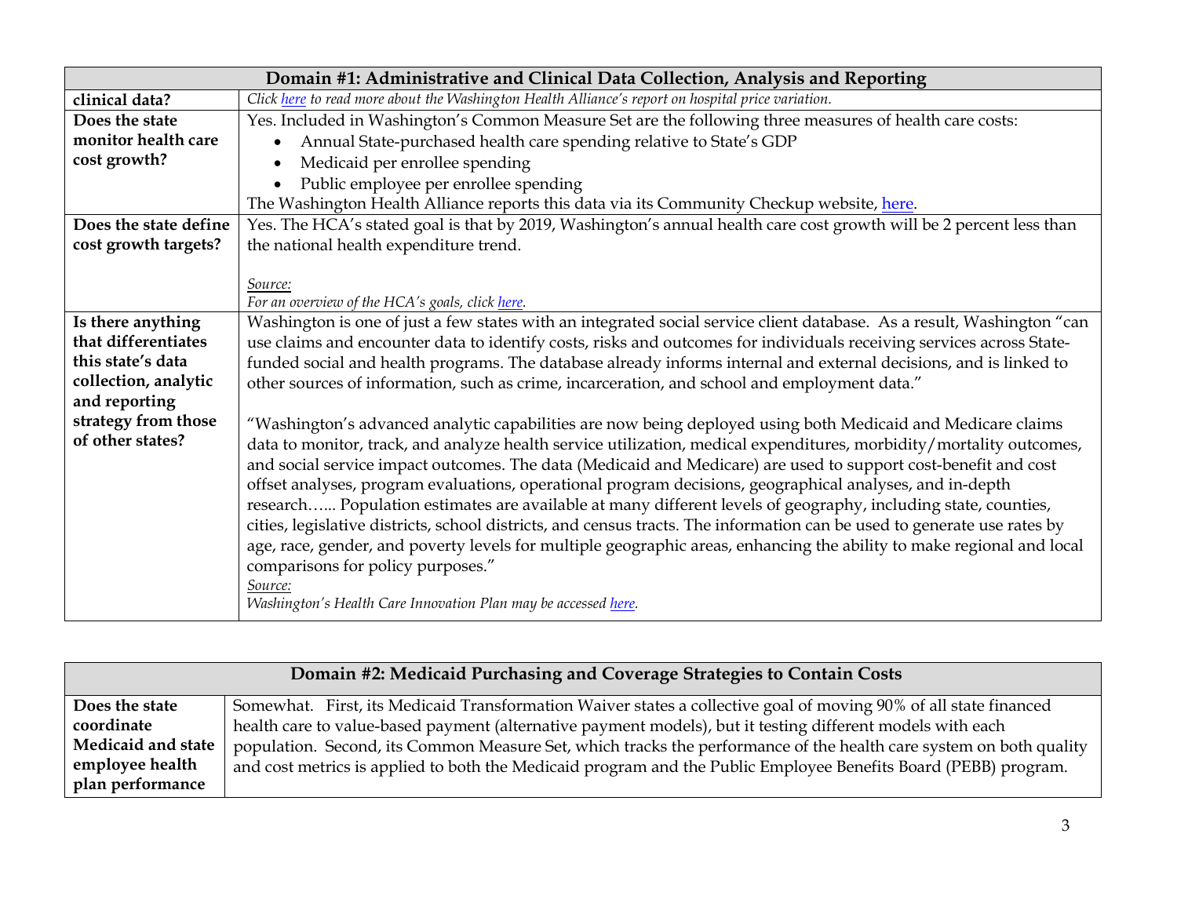| Domain #1: Administrative and Clinical Data Collection, Analysis and Reporting | |
|---|---|
| **clinical data?** | *Click here to read more about the Washington Health Alliance's report on hospital price variation.* |
| **Does the state monitor health care cost growth?** | Yes. Included in Washington's Common Measure Set are the following three measures of health care costs:<br>• Annual State-purchased health care spending relative to State's GDP<br>• Medicaid per enrollee spending<br>• Public employee per enrollee spending<br>The Washington Health Alliance reports this data via its Community Checkup website, here. |
| **Does the state define cost growth targets?** | Yes. The HCA's stated goal is that by 2019, Washington's annual health care cost growth will be 2 percent less than the national health expenditure trend.<br><br>*Source:*<br>*For an overview of the HCA's goals, click here.* |
| **Is there anything that differentiates this state's data collection, analytic and reporting strategy from those of other states?** | Washington is one of just a few states with an integrated social service client database. As a result, Washington "can use claims and encounter data to identify costs, risks and outcomes for individuals receiving services across State-funded social and health programs. The database already informs internal and external decisions, and is linked to other sources of information, such as crime, incarceration, and school and employment data."<br><br>"Washington's advanced analytic capabilities are now being deployed using both Medicaid and Medicare claims data to monitor, track, and analyze health service utilization, medical expenditures, morbidity/mortality outcomes, and social service impact outcomes. The data (Medicaid and Medicare) are used to support cost-benefit and cost offset analyses, program evaluations, operational program decisions, geographical analyses, and in-depth research…... Population estimates are available at many different levels of geography, including state, counties, cities, legislative districts, school districts, and census tracts. The information can be used to generate use rates by age, race, gender, and poverty levels for multiple geographic areas, enhancing the ability to make regional and local comparisons for policy purposes."<br>*Source:*<br>*Washington's Health Care Innovation Plan may be accessed here.* |

| Domain #2: Medicaid Purchasing and Coverage Strategies to Contain Costs | |
|---|---|
| **Does the state coordinate Medicaid and state employee health plan performance** | Somewhat. First, its Medicaid Transformation Waiver states a collective goal of moving 90% of all state financed health care to value-based payment (alternative payment models), but it testing different models with each population. Second, its Common Measure Set, which tracks the performance of the health care system on both quality and cost metrics is applied to both the Medicaid program and the Public Employee Benefits Board (PEBB) program. |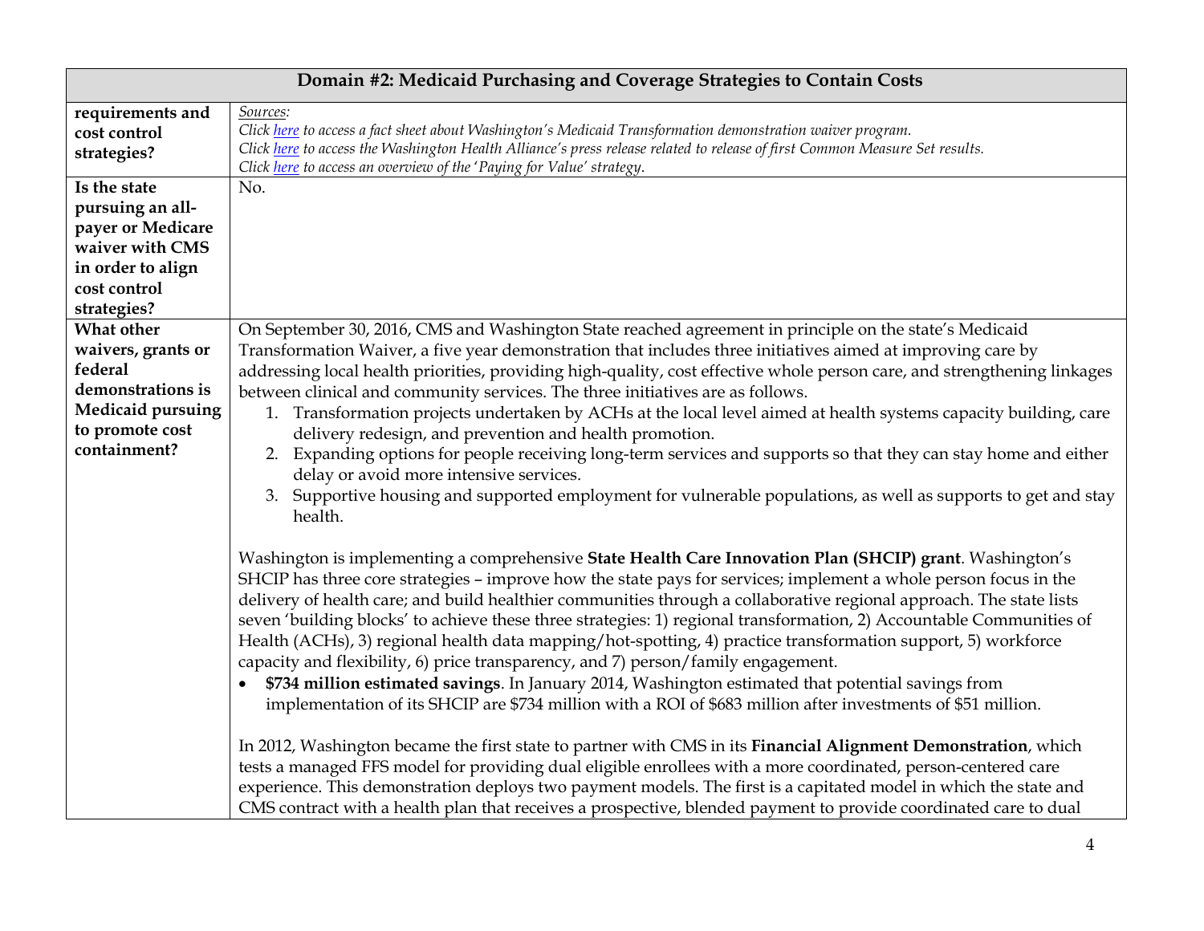| Domain #2: Medicaid Purchasing and Coverage Strategies to Contain Costs | |
|---|---|
| **requirements and cost control strategies?** | *Sources:*<br>*Click here to access a fact sheet about Washington's Medicaid Transformation demonstration waiver program.*<br>*Click here to access the Washington Health Alliance's press release related to release of first Common Measure Set results.*<br>*Click here to access an overview of the 'Paying for Value' strategy.* |
| **Is the state pursuing an all-payer or Medicare waiver with CMS in order to align cost control strategies?** | No. |
| **What other waivers, grants or federal demonstrations is Medicaid pursuing to promote cost containment?** | On September 30, 2016, CMS and Washington State reached agreement in principle on the state's Medicaid Transformation Waiver, a five year demonstration that includes three initiatives aimed at improving care by addressing local health priorities, providing high-quality, cost effective whole person care, and strengthening linkages between clinical and community services. The three initiatives are as follows.<br>1. Transformation projects undertaken by ACHs at the local level aimed at health systems capacity building, care delivery redesign, and prevention and health promotion.<br>2. Expanding options for people receiving long-term services and supports so that they can stay home and either delay or avoid more intensive services.<br>3. Supportive housing and supported employment for vulnerable populations, as well as supports to get and stay health.<br><br>Washington is implementing a comprehensive **State Health Care Innovation Plan (SHCIP) grant**. Washington's SHCIP has three core strategies – improve how the state pays for services; implement a whole person focus in the delivery of health care; and build healthier communities through a collaborative regional approach. The state lists seven 'building blocks' to achieve these three strategies: 1) regional transformation, 2) Accountable Communities of Health (ACHs), 3) regional health data mapping/hot-spotting, 4) practice transformation support, 5) workforce capacity and flexibility, 6) price transparency, and 7) person/family engagement.<br>• **$734 million estimated savings**. In January 2014, Washington estimated that potential savings from implementation of its SHCIP are $734 million with a ROI of $683 million after investments of $51 million.<br><br>In 2012, Washington became the first state to partner with CMS in its **Financial Alignment Demonstration**, which tests a managed FFS model for providing dual eligible enrollees with a more coordinated, person-centered care experience. This demonstration deploys two payment models. The first is a capitated model in which the state and CMS contract with a health plan that receives a prospective, blended payment to provide coordinated care to dual |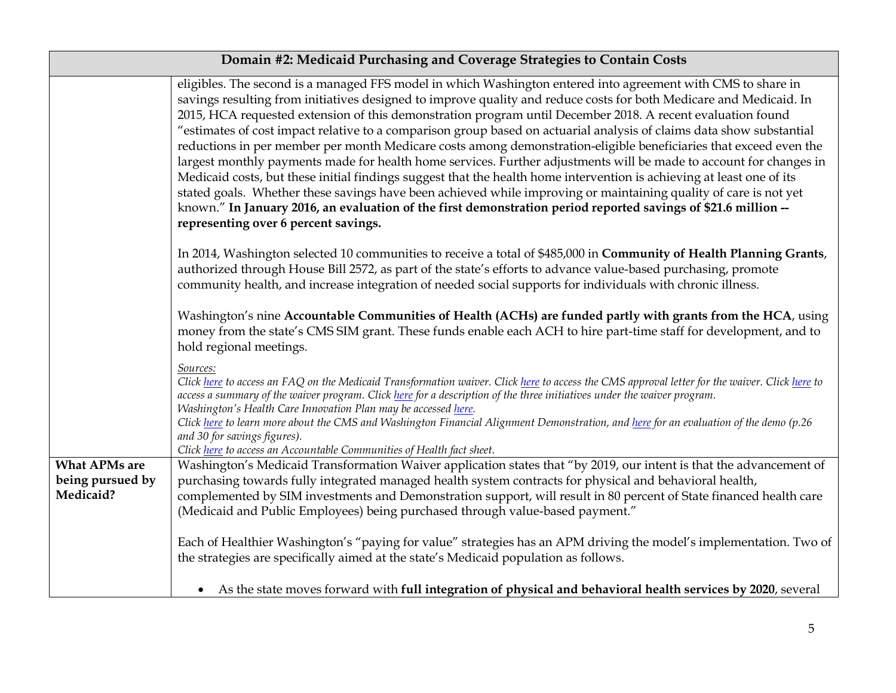| Domain #2: Medicaid Purchasing and Coverage Strategies to Contain Costs | |
|---|---|
| | eligibles. The second is a managed FFS model in which Washington entered into agreement with CMS to share in savings resulting from initiatives designed to improve quality and reduce costs for both Medicare and Medicaid. In 2015, HCA requested extension of this demonstration program until December 2018. A recent evaluation found "estimates of cost impact relative to a comparison group based on actuarial analysis of claims data show substantial reductions in per member per month Medicare costs among demonstration-eligible beneficiaries that exceed even the largest monthly payments made for health home services. Further adjustments will be made to account for changes in Medicaid costs, but these initial findings suggest that the health home intervention is achieving at least one of its stated goals. Whether these savings have been achieved while improving or maintaining quality of care is not yet known." **In January 2016, an evaluation of the first demonstration period reported savings of $21.6 million -- representing over 6 percent savings.**<br><br>In 2014, Washington selected 10 communities to receive a total of $485,000 in **Community of Health Planning Grants**, authorized through House Bill 2572, as part of the state's efforts to advance value-based purchasing, promote community health, and increase integration of needed social supports for individuals with chronic illness.<br><br>Washington's nine **Accountable Communities of Health (ACHs) are funded partly with grants from the HCA**, using money from the state's CMS SIM grant. These funds enable each ACH to hire part-time staff for development, and to hold regional meetings.<br><br>*Sources:*<br>*Click here to access an FAQ on the Medicaid Transformation waiver. Click here to access the CMS approval letter for the waiver. Click here to access a summary of the waiver program. Click here for a description of the three initiatives under the waiver program.*<br>*Washington's Health Care Innovation Plan may be accessed here.*<br>*Click here to learn more about the CMS and Washington Financial Alignment Demonstration, and here for an evaluation of the demo (p.26 and 30 for savings figures).*<br>*Click here to access an Accountable Communities of Health fact sheet.* |
| **What APMs are being pursued by Medicaid?** | Washington's Medicaid Transformation Waiver application states that "by 2019, our intent is that the advancement of purchasing towards fully integrated managed health system contracts for physical and behavioral health, complemented by SIM investments and Demonstration support, will result in 80 percent of State financed health care (Medicaid and Public Employees) being purchased through value-based payment."<br><br>Each of Healthier Washington's "paying for value" strategies has an APM driving the model's implementation. Two of the strategies are specifically aimed at the state's Medicaid population as follows.<br><br>• As the state moves forward with **full integration of physical and behavioral health services by 2020**, several |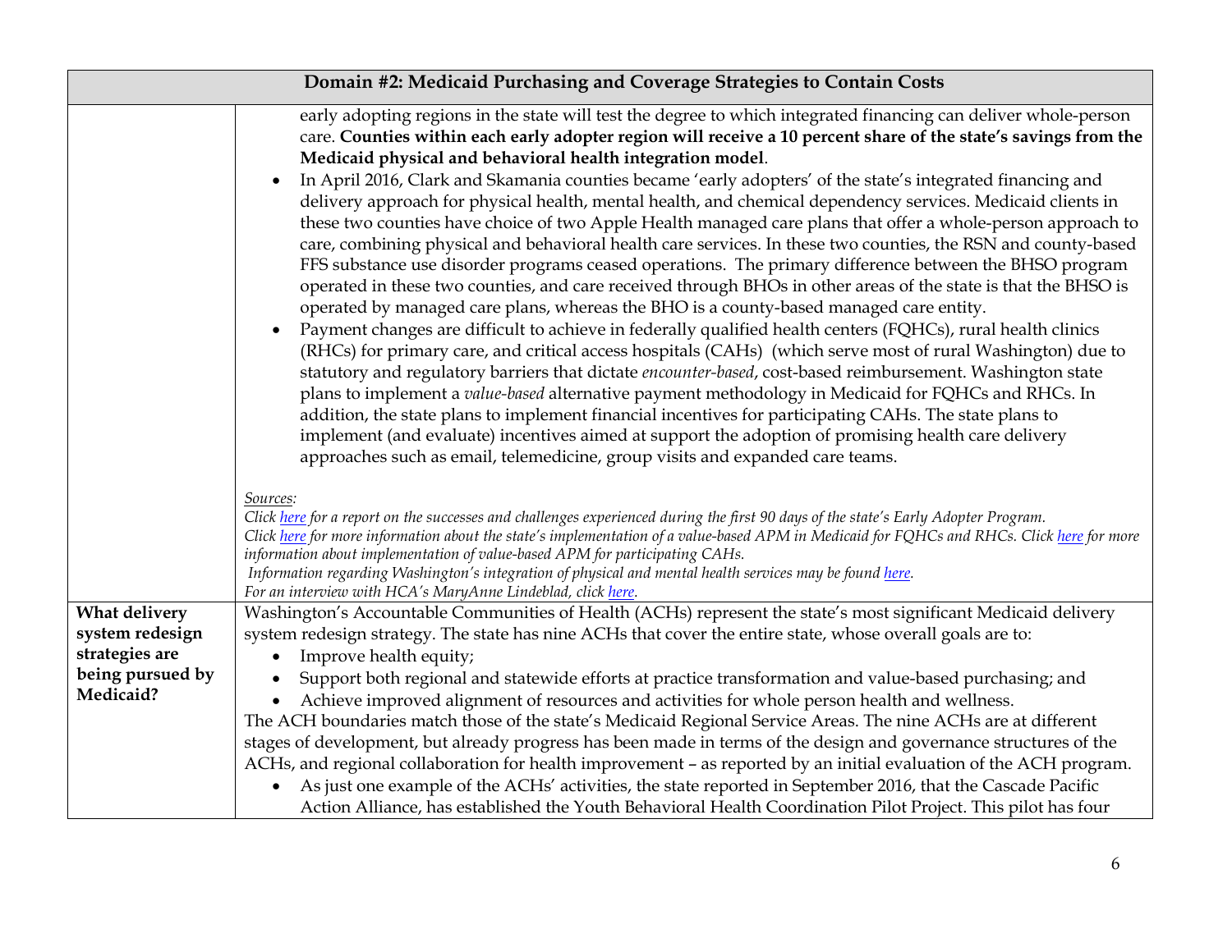| Domain #2: Medicaid Purchasing and Coverage Strategies to Contain Costs | |
|---|---|
| | early adopting regions in the state will test the degree to which integrated financing can deliver whole-person care. **Counties within each early adopter region will receive a 10 percent share of the state's savings from the Medicaid physical and behavioral health integration model**.<br>• In April 2016, Clark and Skamania counties became 'early adopters' of the state's integrated financing and delivery approach for physical health, mental health, and chemical dependency services. Medicaid clients in these two counties have choice of two Apple Health managed care plans that offer a whole-person approach to care, combining physical and behavioral health care services. In these two counties, the RSN and county-based FFS substance use disorder programs ceased operations. The primary difference between the BHSO program operated in these two counties, and care received through BHOs in other areas of the state is that the BHSO is operated by managed care plans, whereas the BHO is a county-based managed care entity.<br>• Payment changes are difficult to achieve in federally qualified health centers (FQHCs), rural health clinics (RHCs) for primary care, and critical access hospitals (CAHs) (which serve most of rural Washington) due to statutory and regulatory barriers that dictate *encounter-based*, cost-based reimbursement. Washington state plans to implement a *value-based* alternative payment methodology in Medicaid for FQHCs and RHCs. In addition, the state plans to implement financial incentives for participating CAHs. The state plans to implement (and evaluate) incentives aimed at support the adoption of promising health care delivery approaches such as email, telemedicine, group visits and expanded care teams.<br><br>*Sources:*<br>*Click here for a report on the successes and challenges experienced during the first 90 days of the state's Early Adopter Program.*<br>*Click here for more information about the state's implementation of a value-based APM in Medicaid for FQHCs and RHCs. Click here for more information about implementation of value-based APM for participating CAHs.*<br>*Information regarding Washington's integration of physical and mental health services may be found here.*<br>*For an interview with HCA's MaryAnne Lindeblad, click here.* |
| **What delivery system redesign strategies are being pursued by Medicaid?** | Washington's Accountable Communities of Health (ACHs) represent the state's most significant Medicaid delivery system redesign strategy. The state has nine ACHs that cover the entire state, whose overall goals are to:<br>• Improve health equity;<br>• Support both regional and statewide efforts at practice transformation and value-based purchasing; and<br>• Achieve improved alignment of resources and activities for whole person health and wellness.<br>The ACH boundaries match those of the state's Medicaid Regional Service Areas. The nine ACHs are at different stages of development, but already progress has been made in terms of the design and governance structures of the ACHs, and regional collaboration for health improvement – as reported by an initial evaluation of the ACH program.<br>• As just one example of the ACHs' activities, the state reported in September 2016, that the Cascade Pacific Action Alliance, has established the Youth Behavioral Health Coordination Pilot Project. This pilot has four |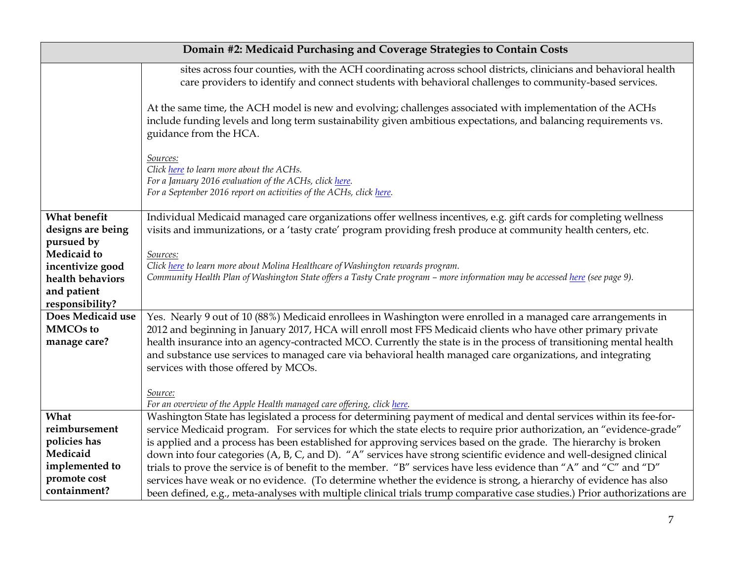| Domain #2: Medicaid Purchasing and Coverage Strategies to Contain Costs | |
|---|---|
| | sites across four counties, with the ACH coordinating across school districts, clinicians and behavioral health care providers to identify and connect students with behavioral challenges to community-based services.<br><br>At the same time, the ACH model is new and evolving; challenges associated with implementation of the ACHs include funding levels and long term sustainability given ambitious expectations, and balancing requirements vs. guidance from the HCA.<br><br>*Sources:*<br>*Click here to learn more about the ACHs.*<br>*For a January 2016 evaluation of the ACHs, click here.*<br>*For a September 2016 report on activities of the ACHs, click here.* |
| **What benefit designs are being pursued by Medicaid to incentivize good health behaviors and patient responsibility?** | Individual Medicaid managed care organizations offer wellness incentives, e.g. gift cards for completing wellness visits and immunizations, or a 'tasty crate' program providing fresh produce at community health centers, etc.<br><br>*Sources:*<br>*Click here to learn more about Molina Healthcare of Washington rewards program.*<br>*Community Health Plan of Washington State offers a Tasty Crate program – more information may be accessed here (see page 9).* |
| **Does Medicaid use MMCOs to manage care?** | Yes. Nearly 9 out of 10 (88%) Medicaid enrollees in Washington were enrolled in a managed care arrangements in 2012 and beginning in January 2017, HCA will enroll most FFS Medicaid clients who have other primary private health insurance into an agency-contracted MCO. Currently the state is in the process of transitioning mental health and substance use services to managed care via behavioral health managed care organizations, and integrating services with those offered by MCOs.<br><br>*Source:*<br>*For an overview of the Apple Health managed care offering, click here.* |
| **What reimbursement policies has Medicaid implemented to promote cost containment?** | Washington State has legislated a process for determining payment of medical and dental services within its fee-for-service Medicaid program. For services for which the state elects to require prior authorization, an "evidence-grade" is applied and a process has been established for approving services based on the grade. The hierarchy is broken down into four categories (A, B, C, and D). "A" services have strong scientific evidence and well-designed clinical trials to prove the service is of benefit to the member. "B" services have less evidence than "A" and "C" and "D" services have weak or no evidence. (To determine whether the evidence is strong, a hierarchy of evidence has also been defined, e.g., meta-analyses with multiple clinical trials trump comparative case studies.) Prior authorizations are |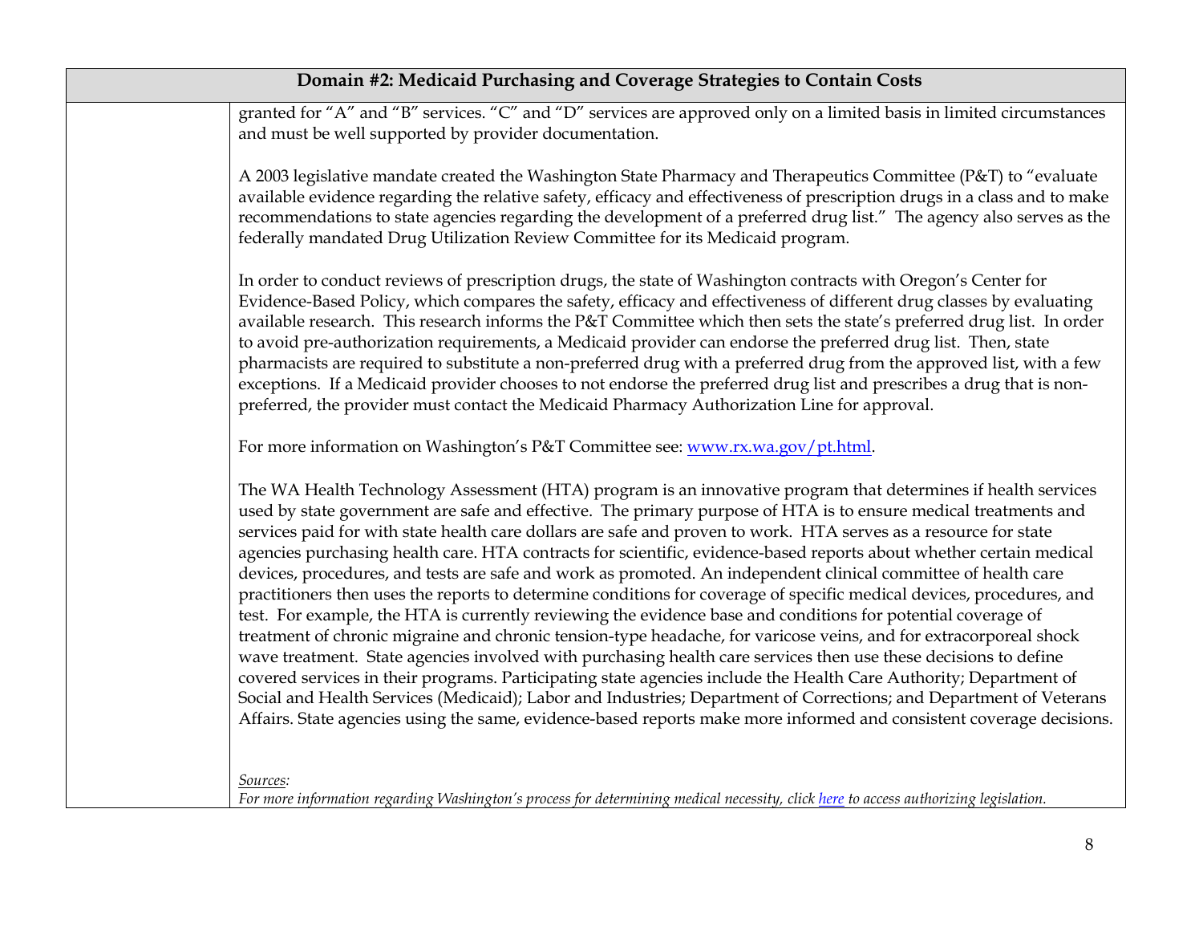| Domain #2: Medicaid Purchasing and Coverage Strategies to Contain Costs | |
|---|---|
| | granted for "A" and "B" services. "C" and "D" services are approved only on a limited basis in limited circumstances and must be well supported by provider documentation.<br><br>A 2003 legislative mandate created the Washington State Pharmacy and Therapeutics Committee (P&T) to "evaluate available evidence regarding the relative safety, efficacy and effectiveness of prescription drugs in a class and to make recommendations to state agencies regarding the development of a preferred drug list." The agency also serves as the federally mandated Drug Utilization Review Committee for its Medicaid program.<br><br>In order to conduct reviews of prescription drugs, the state of Washington contracts with Oregon's Center for Evidence-Based Policy, which compares the safety, efficacy and effectiveness of different drug classes by evaluating available research. This research informs the P&T Committee which then sets the state's preferred drug list. In order to avoid pre-authorization requirements, a Medicaid provider can endorse the preferred drug list. Then, state pharmacists are required to substitute a non-preferred drug with a preferred drug from the approved list, with a few exceptions. If a Medicaid provider chooses to not endorse the preferred drug list and prescribes a drug that is non-preferred, the provider must contact the Medicaid Pharmacy Authorization Line for approval.<br><br>For more information on Washington's P&T Committee see: www.rx.wa.gov/pt.html.<br><br>The WA Health Technology Assessment (HTA) program is an innovative program that determines if health services used by state government are safe and effective. The primary purpose of HTA is to ensure medical treatments and services paid for with state health care dollars are safe and proven to work. HTA serves as a resource for state agencies purchasing health care. HTA contracts for scientific, evidence-based reports about whether certain medical devices, procedures, and tests are safe and work as promoted. An independent clinical committee of health care practitioners then uses the reports to determine conditions for coverage of specific medical devices, procedures, and test. For example, the HTA is currently reviewing the evidence base and conditions for potential coverage of treatment of chronic migraine and chronic tension-type headache, for varicose veins, and for extracorporeal shock wave treatment. State agencies involved with purchasing health care services then use these decisions to define covered services in their programs. Participating state agencies include the Health Care Authority; Department of Social and Health Services (Medicaid); Labor and Industries; Department of Corrections; and Department of Veterans Affairs. State agencies using the same, evidence-based reports make more informed and consistent coverage decisions.<br><br>*Sources:*<br>*For more information regarding Washington's process for determining medical necessity, click here to access authorizing legislation.* |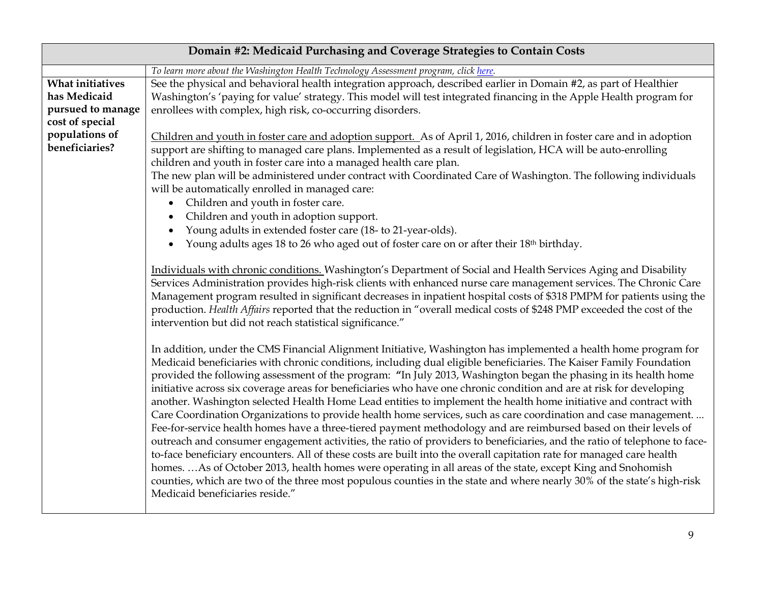| Domain #2: Medicaid Purchasing and Coverage Strategies to Contain Costs | |
|---|---|
| | *To learn more about the Washington Health Technology Assessment program, click [here](#).* |
| **What initiatives has Medicaid pursued to manage cost of special populations of beneficiaries?** | See the physical and behavioral health integration approach, described earlier in Domain #2, as part of Healthier Washington's 'paying for value' strategy. This model will test integrated financing in the Apple Health program for enrollees with complex, high risk, co-occurring disorders.<br><br><u>Children and youth in foster care and adoption support.</u> As of April 1, 2016, children in foster care and in adoption support are shifting to managed care plans. Implemented as a result of legislation, HCA will be auto-enrolling children and youth in foster care into a managed health care plan.<br>The new plan will be administered under contract with Coordinated Care of Washington. The following individuals will be automatically enrolled in managed care:<br>• Children and youth in foster care.<br>• Children and youth in adoption support.<br>• Young adults in extended foster care (18- to 21-year-olds).<br>• Young adults ages 18 to 26 who aged out of foster care on or after their 18th birthday.<br><br><u>Individuals with chronic conditions.</u> Washington's Department of Social and Health Services Aging and Disability Services Administration provides high-risk clients with enhanced nurse care management services. The Chronic Care Management program resulted in significant decreases in inpatient hospital costs of $318 PMPM for patients using the production. *Health Affairs* reported that the reduction in "overall medical costs of $248 PMP exceeded the cost of the intervention but did not reach statistical significance."<br><br>In addition, under the CMS Financial Alignment Initiative, Washington has implemented a health home program for Medicaid beneficiaries with chronic conditions, including dual eligible beneficiaries. The Kaiser Family Foundation provided the following assessment of the program: **"**In July 2013, Washington began the phasing in its health home initiative across six coverage areas for beneficiaries who have one chronic condition and are at risk for developing another. Washington selected Health Home Lead entities to implement the health home initiative and contract with Care Coordination Organizations to provide health home services, such as care coordination and case management. ... Fee-for-service health homes have a three-tiered payment methodology and are reimbursed based on their levels of outreach and consumer engagement activities, the ratio of providers to beneficiaries, and the ratio of telephone to face-to-face beneficiary encounters. All of these costs are built into the overall capitation rate for managed care health homes. …As of October 2013, health homes were operating in all areas of the state, except King and Snohomish counties, which are two of the three most populous counties in the state and where nearly 30% of the state's high-risk Medicaid beneficiaries reside." |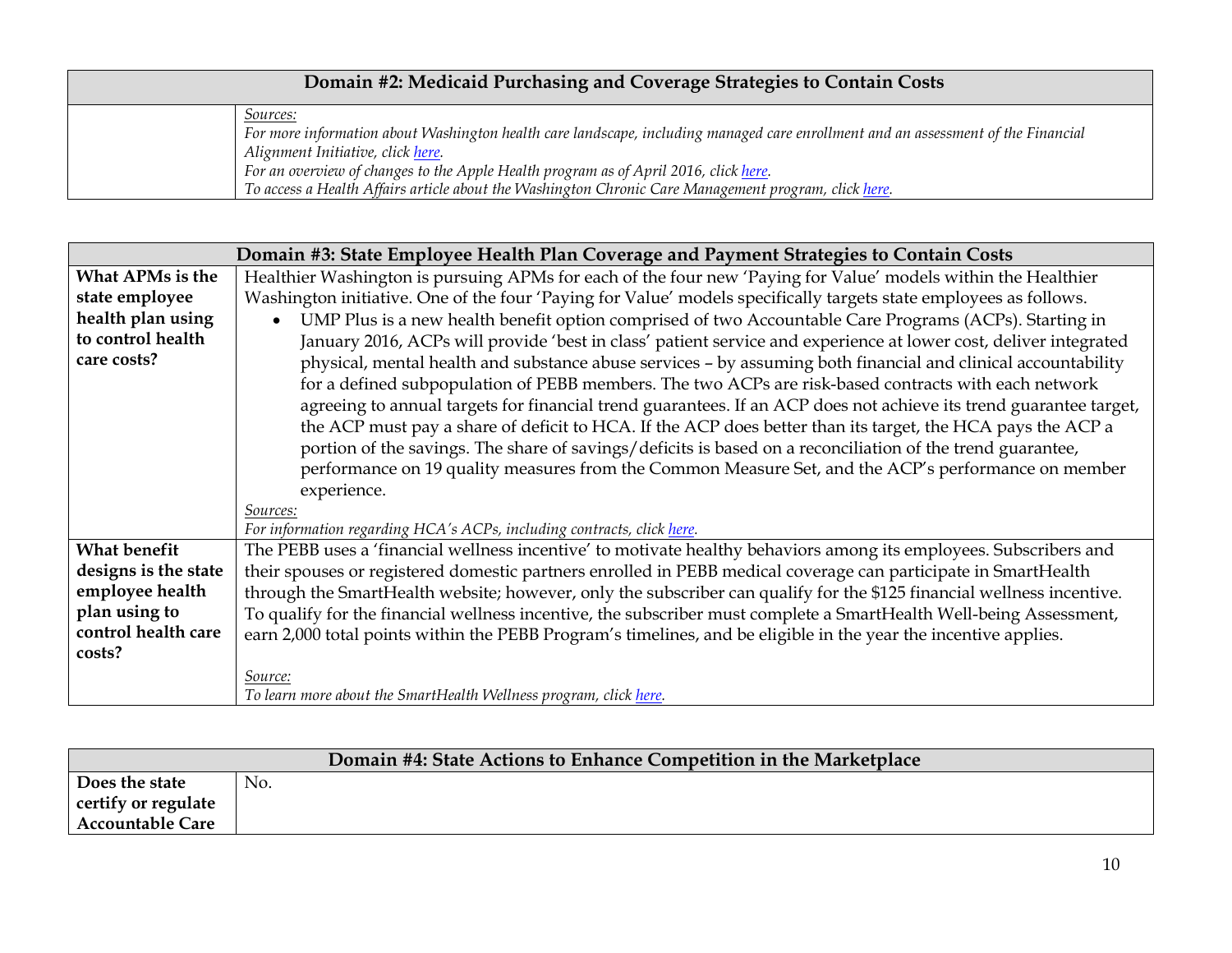| Domain #2: Medicaid Purchasing and Coverage Strategies to Contain Costs | |
|---|---|
| | *Sources:*<br>*For more information about Washington health care landscape, including managed care enrollment and an assessment of the Financial Alignment Initiative, click here.*<br>*For an overview of changes to the Apple Health program as of April 2016, click here.*<br>*To access a Health Affairs article about the Washington Chronic Care Management program, click here.* |

| Domain #3: State Employee Health Plan Coverage and Payment Strategies to Contain Costs | |
|---|---|
| **What APMs is the state employee health plan using to control health care costs?** | Healthier Washington is pursuing APMs for each of the four new 'Paying for Value' models within the Healthier Washington initiative. One of the four 'Paying for Value' models specifically targets state employees as follows.<br>• UMP Plus is a new health benefit option comprised of two Accountable Care Programs (ACPs). Starting in January 2016, ACPs will provide 'best in class' patient service and experience at lower cost, deliver integrated physical, mental health and substance abuse services – by assuming both financial and clinical accountability for a defined subpopulation of PEBB members. The two ACPs are risk-based contracts with each network agreeing to annual targets for financial trend guarantees. If an ACP does not achieve its trend guarantee target, the ACP must pay a share of deficit to HCA. If the ACP does better than its target, the HCA pays the ACP a portion of the savings. The share of savings/deficits is based on a reconciliation of the trend guarantee, performance on 19 quality measures from the Common Measure Set, and the ACP's performance on member experience.<br>*Sources:*<br>*For information regarding HCA's ACPs, including contracts, click here.* |
| **What benefit designs is the state employee health plan using to control health care costs?** | The PEBB uses a 'financial wellness incentive' to motivate healthy behaviors among its employees. Subscribers and their spouses or registered domestic partners enrolled in PEBB medical coverage can participate in SmartHealth through the SmartHealth website; however, only the subscriber can qualify for the $125 financial wellness incentive. To qualify for the financial wellness incentive, the subscriber must complete a SmartHealth Well-being Assessment, earn 2,000 total points within the PEBB Program's timelines, and be eligible in the year the incentive applies.<br><br>*Source:*<br>*To learn more about the SmartHealth Wellness program, click here.* |

| Domain #4: State Actions to Enhance Competition in the Marketplace | |
|---|---|
| **Does the state certify or regulate Accountable Care** | No. |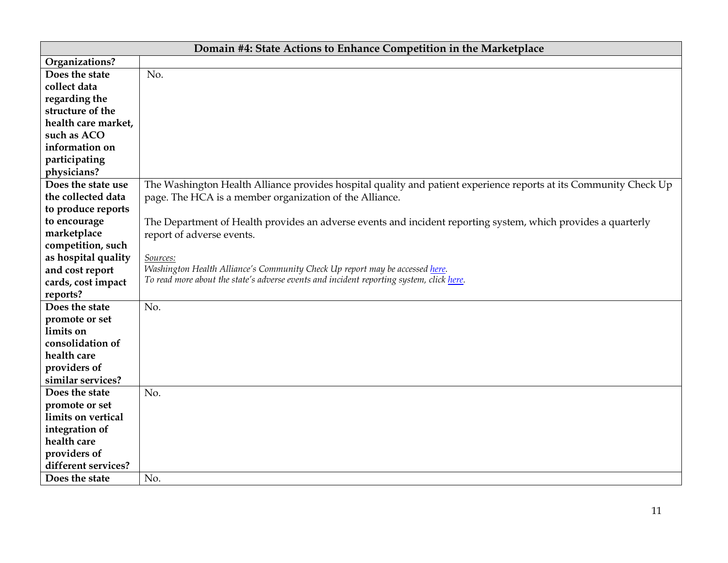| Domain #4: State Actions to Enhance Competition in the Marketplace | |
|---|---|
| **Organizations?** | |
| **Does the state collect data regarding the structure of the health care market, such as ACO information on participating physicians?** | No. |
| **Does the state use the collected data to produce reports to encourage marketplace competition, such as hospital quality and cost report cards, cost impact reports?** | The Washington Health Alliance provides hospital quality and patient experience reports at its Community Check Up page. The HCA is a member organization of the Alliance.<br><br>The Department of Health provides an adverse events and incident reporting system, which provides a quarterly report of adverse events.<br><br>*Sources:*<br>*Washington Health Alliance's Community Check Up report may be accessed [here](#).*<br>*To read more about the state's adverse events and incident reporting system, click [here](#).* |
| **Does the state promote or set limits on consolidation of health care providers of similar services?** | No. |
| **Does the state promote or set limits on vertical integration of health care providers of different services?** | No. |
| **Does the state** | No. |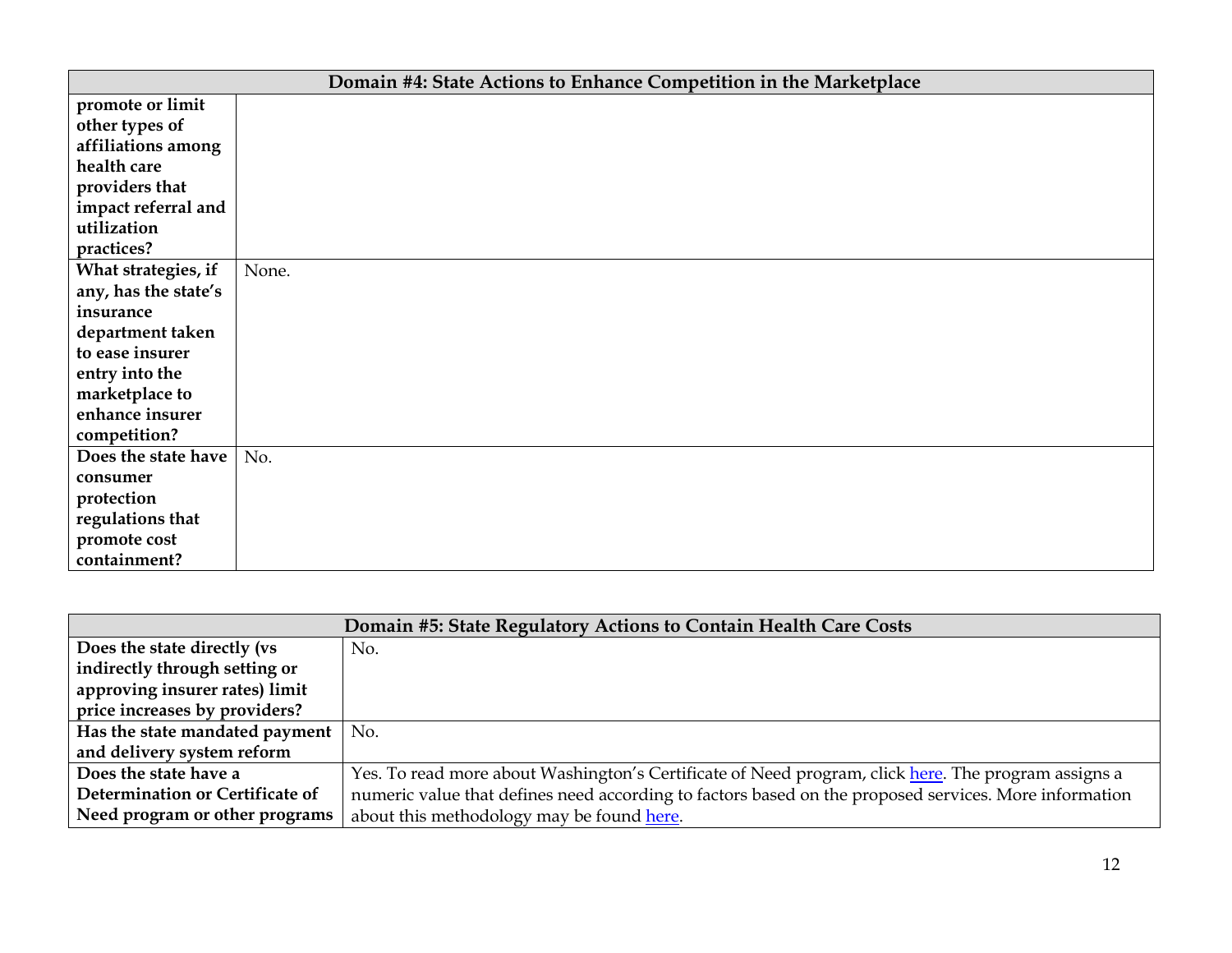| Domain #4: State Actions to Enhance Competition in the Marketplace | |
|---|---|
| **promote or limit other types of affiliations among health care providers that impact referral and utilization practices?** | |
| **What strategies, if any, has the state's insurance department taken to ease insurer entry into the marketplace to enhance insurer competition?** | None. |
| **Does the state have consumer protection regulations that promote cost containment?** | No. |

| Domain #5: State Regulatory Actions to Contain Health Care Costs | |
|---|---|
| **Does the state directly (vs indirectly through setting or approving insurer rates) limit price increases by providers?** | No. |
| **Has the state mandated payment and delivery system reform** | No. |
| **Does the state have a Determination or Certificate of Need program or other programs** | Yes. To read more about Washington's Certificate of Need program, click here. The program assigns a numeric value that defines need according to factors based on the proposed services. More information about this methodology may be found here. |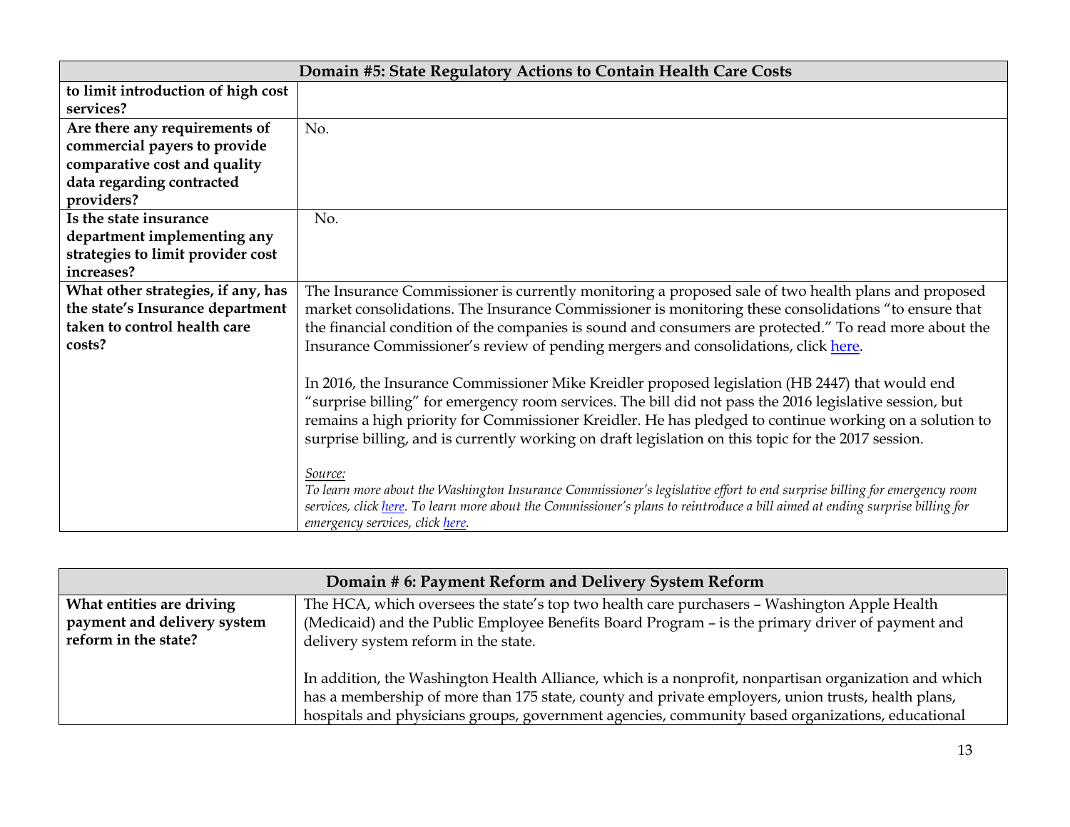| Domain #5: State Regulatory Actions to Contain Health Care Costs | |
|---|---|
| **to limit introduction of high cost services?** | |
| **Are there any requirements of commercial payers to provide comparative cost and quality data regarding contracted providers?** | No. |
| **Is the state insurance department implementing any strategies to limit provider cost increases?** | No. |
| **What other strategies, if any, has the state's Insurance department taken to control health care costs?** | The Insurance Commissioner is currently monitoring a proposed sale of two health plans and proposed market consolidations. The Insurance Commissioner is monitoring these consolidations "to ensure that the financial condition of the companies is sound and consumers are protected." To read more about the Insurance Commissioner's review of pending mergers and consolidations, click here.<br><br>In 2016, the Insurance Commissioner Mike Kreidler proposed legislation (HB 2447) that would end "surprise billing" for emergency room services. The bill did not pass the 2016 legislative session, but remains a high priority for Commissioner Kreidler. He has pledged to continue working on a solution to surprise billing, and is currently working on draft legislation on this topic for the 2017 session.<br><br>*Source:*<br>*To learn more about the Washington Insurance Commissioner's legislative effort to end surprise billing for emergency room services, click here. To learn more about the Commissioner's plans to reintroduce a bill aimed at ending surprise billing for emergency services, click here.* |

| Domain # 6: Payment Reform and Delivery System Reform | |
|---|---|
| **What entities are driving payment and delivery system reform in the state?** | The HCA, which oversees the state's top two health care purchasers – Washington Apple Health (Medicaid) and the Public Employee Benefits Board Program – is the primary driver of payment and delivery system reform in the state.<br><br>In addition, the Washington Health Alliance, which is a nonprofit, nonpartisan organization and which has a membership of more than 175 state, county and private employers, union trusts, health plans, hospitals and physicians groups, government agencies, community based organizations, educational |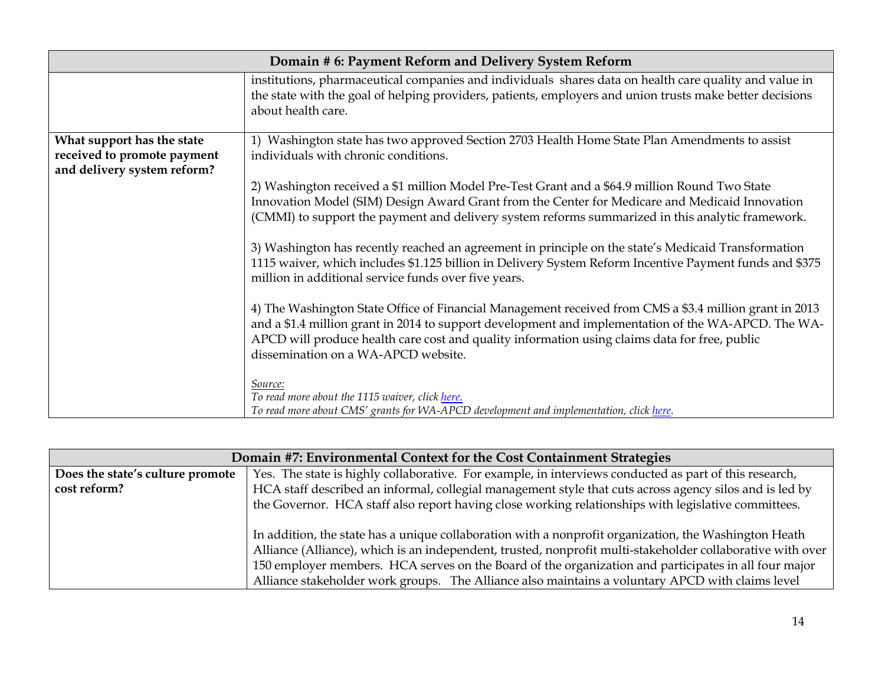| Domain # 6: Payment Reform and Delivery System Reform | |
|---|---|
| | institutions, pharmaceutical companies and individuals shares data on health care quality and value in the state with the goal of helping providers, patients, employers and union trusts make better decisions about health care. |
| **What support has the state received to promote payment and delivery system reform?** | 1) Washington state has two approved Section 2703 Health Home State Plan Amendments to assist individuals with chronic conditions.<br><br>2) Washington received a $1 million Model Pre-Test Grant and a $64.9 million Round Two State Innovation Model (SIM) Design Award Grant from the Center for Medicare and Medicaid Innovation (CMMI) to support the payment and delivery system reforms summarized in this analytic framework.<br><br>3) Washington has recently reached an agreement in principle on the state's Medicaid Transformation 1115 waiver, which includes $1.125 billion in Delivery System Reform Incentive Payment funds and $375 million in additional service funds over five years.<br><br>4) The Washington State Office of Financial Management received from CMS a $3.4 million grant in 2013 and a $1.4 million grant in 2014 to support development and implementation of the WA-APCD. The WA-APCD will produce health care cost and quality information using claims data for free, public dissemination on a WA-APCD website.<br><br>*Source:*<br>*To read more about the 1115 waiver, click here.*<br>*To read more about CMS' grants for WA-APCD development and implementation, click here.* |

| Domain #7: Environmental Context for the Cost Containment Strategies | |
|---|---|
| **Does the state's culture promote cost reform?** | Yes. The state is highly collaborative. For example, in interviews conducted as part of this research, HCA staff described an informal, collegial management style that cuts across agency silos and is led by the Governor. HCA staff also report having close working relationships with legislative committees.<br><br>In addition, the state has a unique collaboration with a nonprofit organization, the Washington Heath Alliance (Alliance), which is an independent, trusted, nonprofit multi-stakeholder collaborative with over 150 employer members. HCA serves on the Board of the organization and participates in all four major Alliance stakeholder work groups. The Alliance also maintains a voluntary APCD with claims level |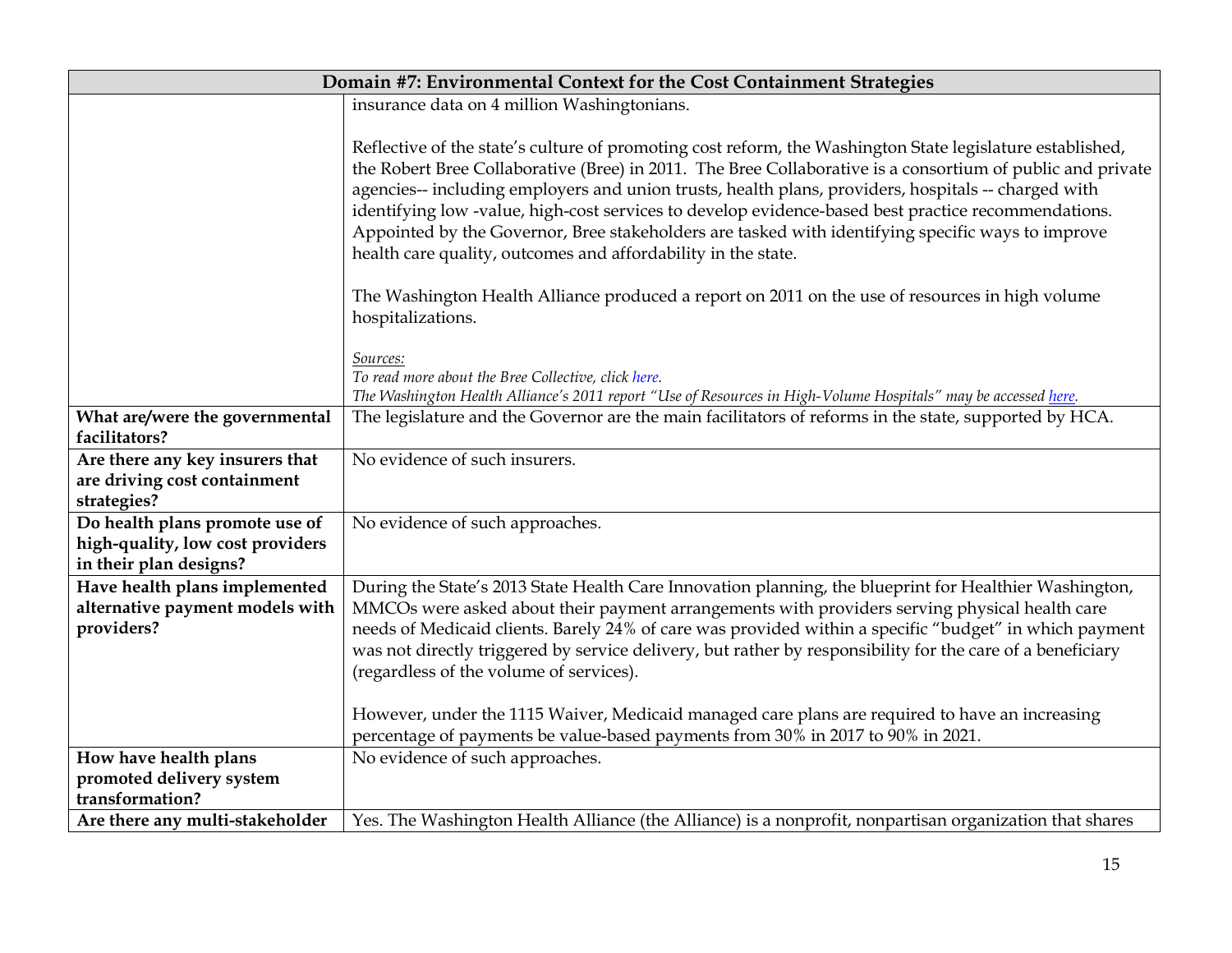| Domain #7: Environmental Context for the Cost Containment Strategies | |
|---|---|
| | insurance data on 4 million Washingtonians.<br><br>Reflective of the state's culture of promoting cost reform, the Washington State legislature established, the Robert Bree Collaborative (Bree) in 2011. The Bree Collaborative is a consortium of public and private agencies-- including employers and union trusts, health plans, providers, hospitals -- charged with identifying low -value, high-cost services to develop evidence-based best practice recommendations. Appointed by the Governor, Bree stakeholders are tasked with identifying specific ways to improve health care quality, outcomes and affordability in the state.<br><br>The Washington Health Alliance produced a report on 2011 on the use of resources in high volume hospitalizations.<br><br>*Sources:*<br>*To read more about the Bree Collective, click here.*<br>*The Washington Health Alliance's 2011 report "Use of Resources in High-Volume Hospitals" may be accessed here.* |
| **What are/were the governmental facilitators?** | The legislature and the Governor are the main facilitators of reforms in the state, supported by HCA. |
| **Are there any key insurers that are driving cost containment strategies?** | No evidence of such insurers. |
| **Do health plans promote use of high-quality, low cost providers in their plan designs?** | No evidence of such approaches. |
| **Have health plans implemented alternative payment models with providers?** | During the State's 2013 State Health Care Innovation planning, the blueprint for Healthier Washington, MMCOs were asked about their payment arrangements with providers serving physical health care needs of Medicaid clients. Barely 24% of care was provided within a specific "budget" in which payment was not directly triggered by service delivery, but rather by responsibility for the care of a beneficiary (regardless of the volume of services).<br><br>However, under the 1115 Waiver, Medicaid managed care plans are required to have an increasing percentage of payments be value-based payments from 30% in 2017 to 90% in 2021. |
| **How have health plans promoted delivery system transformation?** | No evidence of such approaches. |
| **Are there any multi-stakeholder** | Yes. The Washington Health Alliance (the Alliance) is a nonprofit, nonpartisan organization that shares |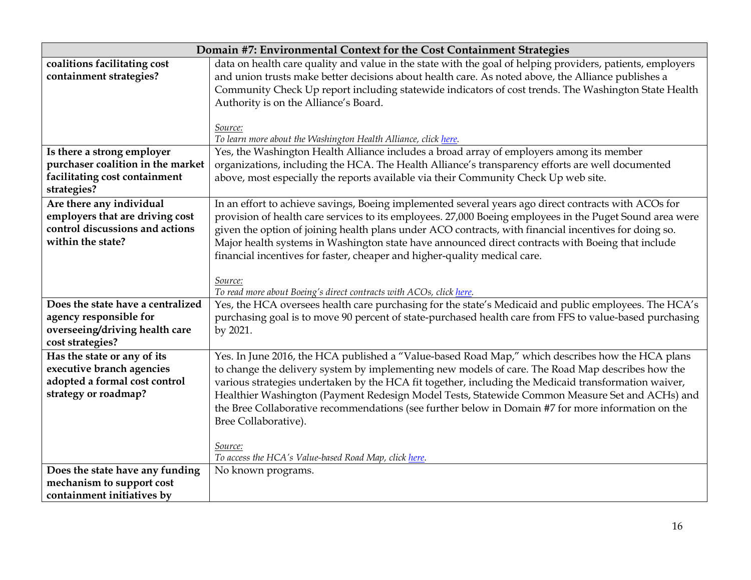| Domain #7: Environmental Context for the Cost Containment Strategies | |
|---|---|
| **coalitions facilitating cost containment strategies?** | data on health care quality and value in the state with the goal of helping providers, patients, employers and union trusts make better decisions about health care. As noted above, the Alliance publishes a Community Check Up report including statewide indicators of cost trends. The Washington State Health Authority is on the Alliance's Board.<br><br>*Source:*<br>*To learn more about the Washington Health Alliance, click here.* |
| **Is there a strong employer purchaser coalition in the market facilitating cost containment strategies?** | Yes, the Washington Health Alliance includes a broad array of employers among its member organizations, including the HCA. The Health Alliance's transparency efforts are well documented above, most especially the reports available via their Community Check Up web site. |
| **Are there any individual employers that are driving cost control discussions and actions within the state?** | In an effort to achieve savings, Boeing implemented several years ago direct contracts with ACOs for provision of health care services to its employees. 27,000 Boeing employees in the Puget Sound area were given the option of joining health plans under ACO contracts, with financial incentives for doing so. Major health systems in Washington state have announced direct contracts with Boeing that include financial incentives for faster, cheaper and higher-quality medical care.<br><br>*Source:*<br>*To read more about Boeing's direct contracts with ACOs, click here.* |
| **Does the state have a centralized agency responsible for overseeing/driving health care cost strategies?** | Yes, the HCA oversees health care purchasing for the state's Medicaid and public employees. The HCA's purchasing goal is to move 90 percent of state-purchased health care from FFS to value-based purchasing by 2021. |
| **Has the state or any of its executive branch agencies adopted a formal cost control strategy or roadmap?** | Yes. In June 2016, the HCA published a "Value-based Road Map," which describes how the HCA plans to change the delivery system by implementing new models of care. The Road Map describes how the various strategies undertaken by the HCA fit together, including the Medicaid transformation waiver, Healthier Washington (Payment Redesign Model Tests, Statewide Common Measure Set and ACHs) and the Bree Collaborative recommendations (see further below in Domain #7 for more information on the Bree Collaborative).<br><br>*Source:*<br>*To access the HCA's Value-based Road Map, click here.* |
| **Does the state have any funding mechanism to support cost containment initiatives by** | No known programs. |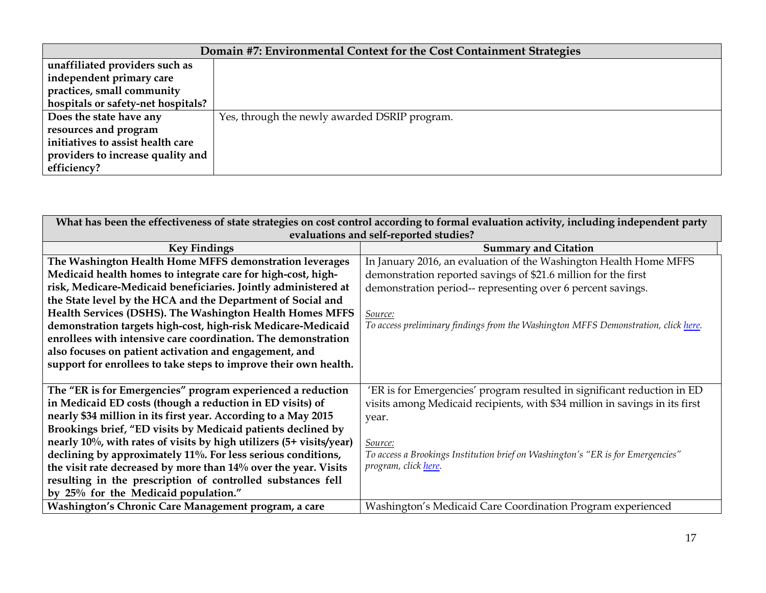| Domain #7: Environmental Context for the Cost Containment Strategies | |
|---|---|
| **unaffiliated providers such as independent primary care practices, small community hospitals or safety-net hospitals?** | |
| **Does the state have any resources and program initiatives to assist health care providers to increase quality and efficiency?** | Yes, through the newly awarded DSRIP program. |

| What has been the effectiveness of state strategies on cost control according to formal evaluation activity, including independent party evaluations and self-reported studies? | |
|---|---|
| **Key Findings** | **Summary and Citation** |
| **The Washington Health Home MFFS demonstration leverages Medicaid health homes to integrate care for high-cost, high-risk, Medicare-Medicaid beneficiaries. Jointly administered at the State level by the HCA and the Department of Social and Health Services (DSHS). The Washington Health Homes MFFS demonstration targets high-cost, high-risk Medicare-Medicaid enrollees with intensive care coordination. The demonstration also focuses on patient activation and engagement, and support for enrollees to take steps to improve their own health.** | In January 2016, an evaluation of the Washington Health Home MFFS demonstration reported savings of $21.6 million for the first demonstration period-- representing over 6 percent savings.<br><br>*Source:*<br>*To access preliminary findings from the Washington MFFS Demonstration, click [here](#).* |
| **The "ER is for Emergencies" program experienced a reduction in Medicaid ED costs (though a reduction in ED visits) of nearly $34 million in its first year. According to a May 2015 Brookings brief, "ED visits by Medicaid patients declined by nearly 10%, with rates of visits by high utilizers (5+ visits/year) declining by approximately 11%. For less serious conditions, the visit rate decreased by more than 14% over the year. Visits resulting in the prescription of controlled substances fell by 25% for the Medicaid population."** | 'ER is for Emergencies' program resulted in significant reduction in ED visits among Medicaid recipients, with $34 million in savings in its first year.<br><br>*Source:*<br>*To access a Brookings Institution brief on Washington's "ER is for Emergencies" program, click [here](#).* |
| **Washington's Chronic Care Management program, a care** | Washington's Medicaid Care Coordination Program experienced |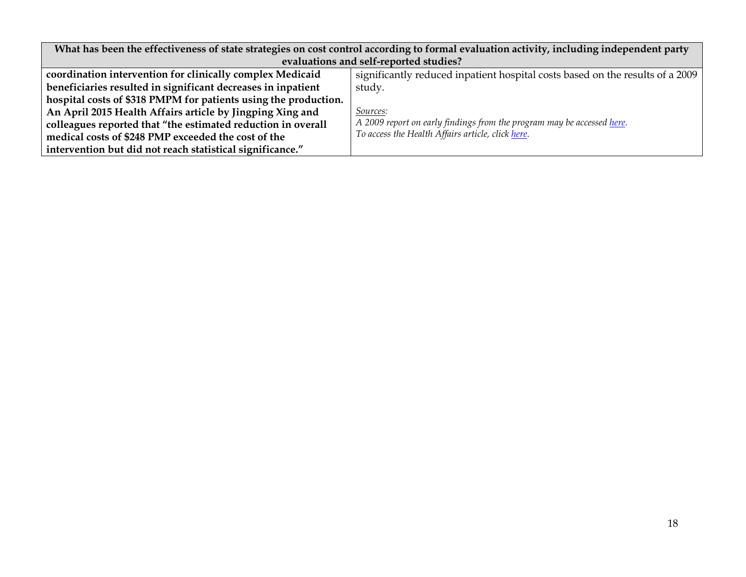| What has been the effectiveness of state strategies on cost control according to formal evaluation activity, including independent party evaluations and self-reported studies? | |
|---|---|
| **coordination intervention for clinically complex Medicaid beneficiaries resulted in significant decreases in inpatient hospital costs of $318 PMPM for patients using the production. An April 2015 Health Affairs article by Jingping Xing and colleagues reported that "the estimated reduction in overall medical costs of $248 PMP exceeded the cost of the intervention but did not reach statistical significance."** | significantly reduced inpatient hospital costs based on the results of a 2009 study.<br><br>*<u>Sources:</u>*<br>*A 2009 report on early findings from the program may be accessed <u>here</u>.*<br>*To access the Health Affairs article, click <u>here</u>.* |